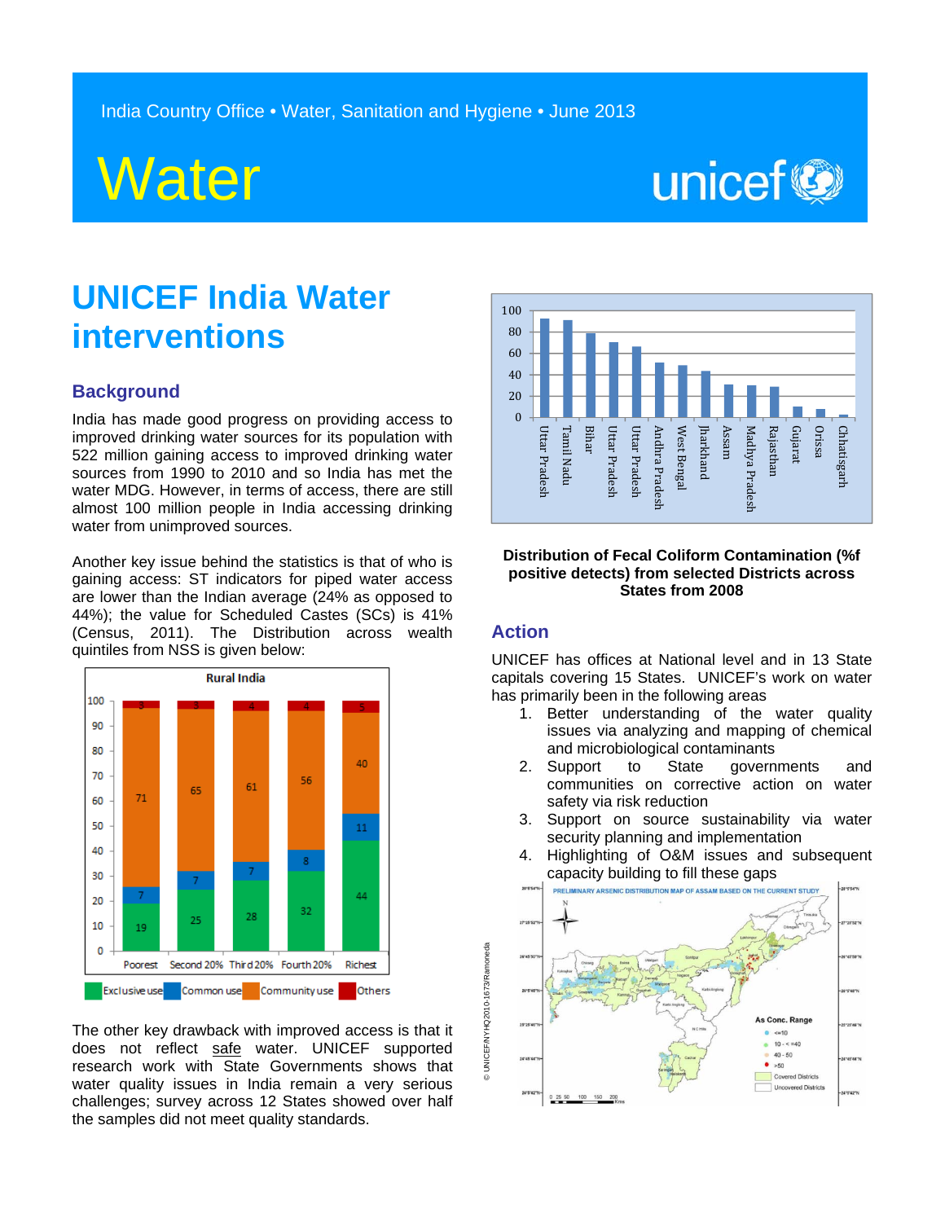India Country Office • Water, Sanitation and Hygiene • June 2013

# Water

# UNICEF India Water interventions

## Background

India has made good progress on providing access to improved drinking water sources for its population with 522 million gaining access to improved drinking water sources from 1990 to 2010 and so India has met the water MDG. However, in terms of access, there are still almost 100 million people in India accessing drinking water from unimproved sources.

Another key issue behind the statistics is that of who is gaining access: ST indicators for piped water access are lower than the Indian average (24% as opposed to 44%); the value for Scheduled Castes (SCs) is 41% (Census, 2011). The Distribution across wealth quintiles from NSS is given below:

**Rural India**

| | Poorest | Second 20% | Third 20% | Fourth 20% | Richest |
|---|---|---|---|---|---|
| Exclusive use | 19 | 25 | 28 | 32 | 44 |
| Common use | 7 | 7 | 7 | 8 | 11 |
| Community use | 71 | 65 | 61 | 56 | 40 |
| Others | 3 | 3 | 4 | 4 | 5 |

The other key drawback with improved access is that it does not reflect safe water. UNICEF supported research work with State Governments shows that water quality issues in India remain a very serious challenges; survey across 12 States showed over half the samples did not meet quality standards.

Distribution of Fecal Coliform Contamination (%f positive detects) from selected Districts across States from 2008

## Action

UNICEF has offices at National level and in 13 State capitals covering 15 States. UNICEF's work on water has primarily been in the following areas

1. Better understanding of the water quality issues via analyzing and mapping of chemical and microbiological contaminants
2. Support to State governments and communities on corrective action on water safety via risk reduction
3. Support on source sustainability via water security planning and implementation
4. Highlighting of O&M issues and subsequent capacity building to fill these gaps

PRELIMINARY ARSENIC DISTRIBUTION MAP OF ASSAM BASED ON THE CURRENT STUDY

© UNICEF/NYHQ2010-1673/Ramoneda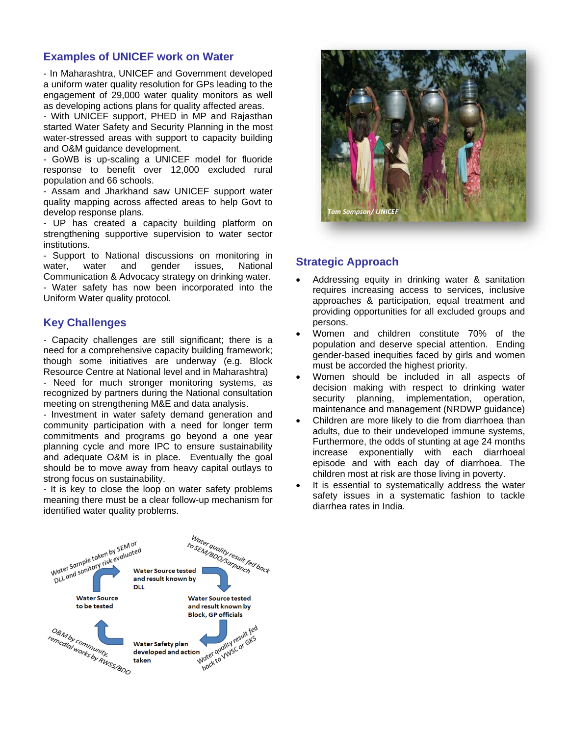## Examples of UNICEF work on Water

- In Maharashtra, UNICEF and Government developed a uniform water quality resolution for GPs leading to the engagement of 29,000 water quality monitors as well as developing actions plans for quality affected areas.
- With UNICEF support, PHED in MP and Rajasthan started Water Safety and Security Planning in the most water-stressed areas with support to capacity building and O&M guidance development.
- GoWB is up-scaling a UNICEF model for fluoride response to benefit over 12,000 excluded rural population and 66 schools.
- Assam and Jharkhand saw UNICEF support water quality mapping across affected areas to help Govt to develop response plans.
- UP has created a capacity building platform on strengthening supportive supervision to water sector institutions.
- Support to National discussions on monitoring in water, water and gender issues, National Communication & Advocacy strategy on drinking water.
- Water safety has now been incorporated into the Uniform Water quality protocol.

## Key Challenges

- Capacity challenges are still significant; there is a need for a comprehensive capacity building framework; though some initiatives are underway (e.g. Block Resource Centre at National level and in Maharashtra)
- Need for much stronger monitoring systems, as recognized by partners during the National consultation meeting on strengthening M&E and data analysis.
- Investment in water safety demand generation and community participation with a need for longer term commitments and programs go beyond a one year planning cycle and more IPC to ensure sustainability and adequate O&M is in place. Eventually the goal should be to move away from heavy capital outlays to strong focus on sustainability.
- It is key to close the loop on water safety problems meaning there must be a clear follow-up mechanism for identified water quality problems.

Water Source to be tested

Water Sample taken by SEM or DLL and sanitary risk evaluated

Water Source tested and result known by DLL

Water quality result fed back to SEM/BDO/Sarpanch

Water Source tested and result known by Block, GP officials

Water quality result fed back to VWSC or GKS

Water Safety plan developed and action taken

O&M by community, remedial works by RWSS/BDO

Tom Sampson/ UNICEF

## Strategic Approach

- Addressing equity in drinking water & sanitation requires increasing access to services, inclusive approaches & participation, equal treatment and providing opportunities for all excluded groups and persons.
- Women and children constitute 70% of the population and deserve special attention. Ending gender-based inequities faced by girls and women must be accorded the highest priority.
- Women should be included in all aspects of decision making with respect to drinking water security planning, implementation, operation, maintenance and management (NRDWP guidance)
- Children are more likely to die from diarrhoea than adults, due to their undeveloped immune systems, Furthermore, the odds of stunting at age 24 months increase exponentially with each diarrhoeal episode and with each day of diarrhoea. The children most at risk are those living in poverty.
- It is essential to systematically address the water safety issues in a systematic fashion to tackle diarrhea rates in India.